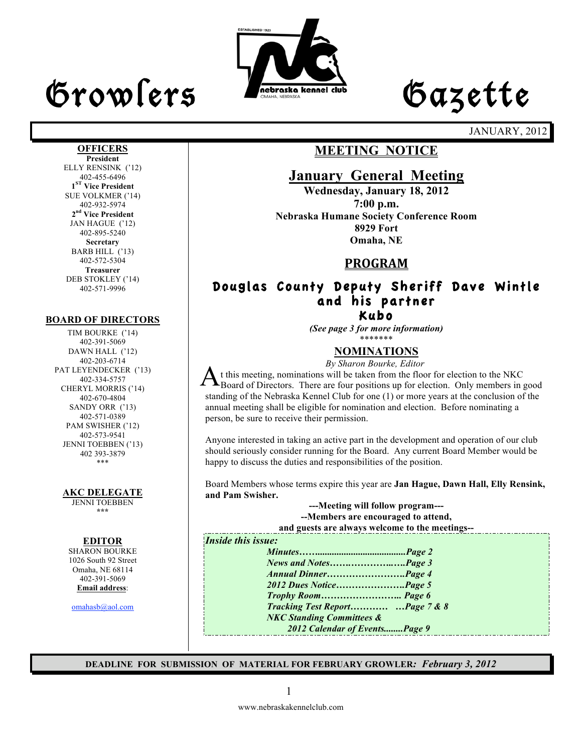# Growlers Gazette

JANUARY, 2012

**OFFICERS**

**President**
ELLY RENSINK ('12)
402-455-6496

**1ST Vice President**
SUE VOLKMER ('14)
402-932-5974

**2nd Vice President**
JAN HAGUE ('12)
402-895-5240

**Secretary**
BARB HILL ('13)
402-572-5304

**Treasurer**
DEB STOKLEY ('14)
402-571-9996

**BOARD OF DIRECTORS**

TIM BOURKE ('14)
402-391-5069

DAWN HALL ('12)
402-203-6714

PAT LEYENDECKER ('13)
402-334-5757

CHERYL MORRIS ('14)
402-670-4804

SANDY ORR ('13)
402-571-0389

PAM SWISHER ('12)
402-573-9541

JENNI TOEBBEN ('13)
402 393-3879

\*\*\*

**AKC DELEGATE**

JENNI TOEBBEN

\*\*\*

**EDITOR**

SHARON BOURKE
1026 South 92 Street
Omaha, NE 68114
402-391-5069
**Email address**:

omahasb@aol.com

## MEETING NOTICE

## January General Meeting

**Wednesday, January 18, 2012**
**7:00 p.m.**
**Nebraska Humane Society Conference Room**
**8929 Fort**
**Omaha, NE**

## PROGRAM

### Douglas County Deputy Sheriff Dave Wintle and his partner Kubo

*(See page 3 for more information)*

\*\*\*\*\*\*\*

## NOMINATIONS

*By Sharon Bourke, Editor*

At this meeting, nominations will be taken from the floor for election to the NKC Board of Directors. There are four positions up for election. Only members in good standing of the Nebraska Kennel Club for one (1) or more years at the conclusion of the annual meeting shall be eligible for nomination and election. Before nominating a person, be sure to receive their permission.

Anyone interested in taking an active part in the development and operation of our club should seriously consider running for the Board. Any current Board Member would be happy to discuss the duties and responsibilities of the position.

Board Members whose terms expire this year are **Jan Hague, Dawn Hall, Elly Rensink, and Pam Swisher.**

**---Meeting will follow program---**
**--Members are encouraged to attend,**
**and guests are always welcome to the meetings--**

***Inside this issue:***

***Minutes……......................................Page 2***
***News and Notes…….…………..…..Page 3***
***Annual Dinner…………………….Page 4***
***2012 Dues Notice………………….Page 5***
***Trophy Room…………………….. Page 6***
***Tracking Test Report………… …Page 7 & 8***
***NKC Standing Committees &***
***2012 Calendar of Events........Page 9***

**DEADLINE FOR SUBMISSION OF MATERIAL FOR FEBRUARY GROWLER:** ***February 3, 2012***

www.nebraskakennelclub.com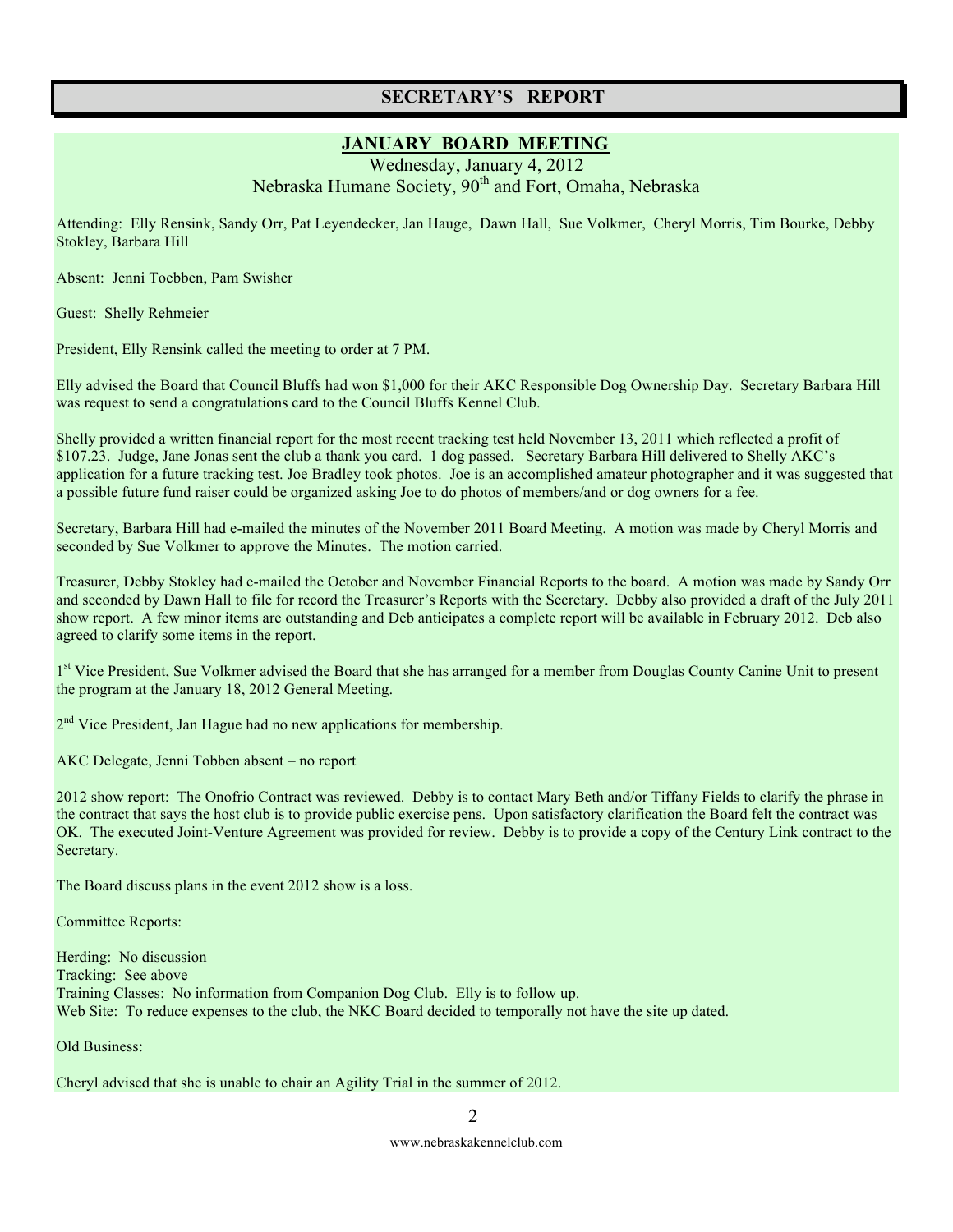# SECRETARY'S REPORT

## JANUARY BOARD MEETING

Wednesday, January 4, 2012
Nebraska Humane Society, 90th and Fort, Omaha, Nebraska

Attending: Elly Rensink, Sandy Orr, Pat Leyendecker, Jan Hauge, Dawn Hall, Sue Volkmer, Cheryl Morris, Tim Bourke, Debby Stokley, Barbara Hill

Absent: Jenni Toebben, Pam Swisher

Guest: Shelly Rehmeier

President, Elly Rensink called the meeting to order at 7 PM.

Elly advised the Board that Council Bluffs had won $1,000 for their AKC Responsible Dog Ownership Day. Secretary Barbara Hill was request to send a congratulations card to the Council Bluffs Kennel Club.

Shelly provided a written financial report for the most recent tracking test held November 13, 2011 which reflected a profit of $107.23. Judge, Jane Jonas sent the club a thank you card. 1 dog passed. Secretary Barbara Hill delivered to Shelly AKC's application for a future tracking test. Joe Bradley took photos. Joe is an accomplished amateur photographer and it was suggested that a possible future fund raiser could be organized asking Joe to do photos of members/and or dog owners for a fee.

Secretary, Barbara Hill had e-mailed the minutes of the November 2011 Board Meeting. A motion was made by Cheryl Morris and seconded by Sue Volkmer to approve the Minutes. The motion carried.

Treasurer, Debby Stokley had e-mailed the October and November Financial Reports to the board. A motion was made by Sandy Orr and seconded by Dawn Hall to file for record the Treasurer's Reports with the Secretary. Debby also provided a draft of the July 2011 show report. A few minor items are outstanding and Deb anticipates a complete report will be available in February 2012. Deb also agreed to clarify some items in the report.

1st Vice President, Sue Volkmer advised the Board that she has arranged for a member from Douglas County Canine Unit to present the program at the January 18, 2012 General Meeting.

2nd Vice President, Jan Hague had no new applications for membership.

AKC Delegate, Jenni Tobben absent – no report

2012 show report: The Onofrio Contract was reviewed. Debby is to contact Mary Beth and/or Tiffany Fields to clarify the phrase in the contract that says the host club is to provide public exercise pens. Upon satisfactory clarification the Board felt the contract was OK. The executed Joint-Venture Agreement was provided for review. Debby is to provide a copy of the Century Link contract to the Secretary.

The Board discuss plans in the event 2012 show is a loss.

Committee Reports:

Herding: No discussion
Tracking: See above
Training Classes: No information from Companion Dog Club. Elly is to follow up.
Web Site: To reduce expenses to the club, the NKC Board decided to temporally not have the site up dated.

Old Business:

Cheryl advised that she is unable to chair an Agility Trial in the summer of 2012.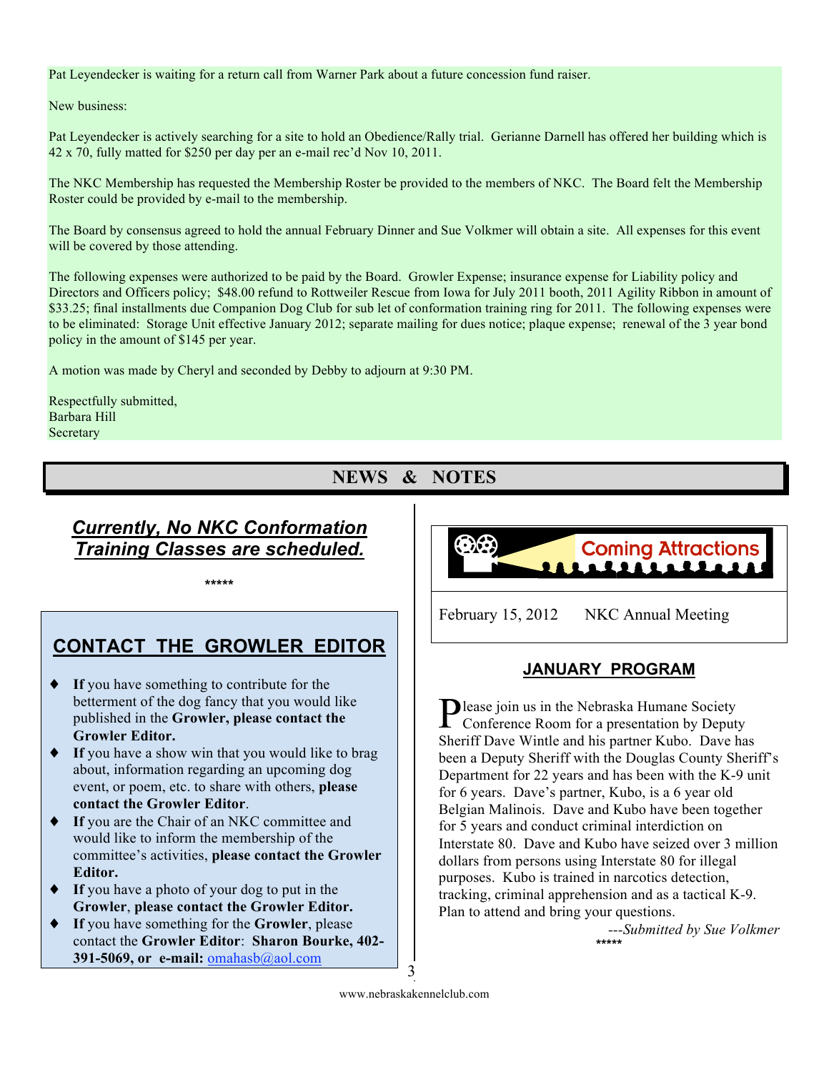Pat Leyendecker is waiting for a return call from Warner Park about a future concession fund raiser.

New business:

Pat Leyendecker is actively searching for a site to hold an Obedience/Rally trial. Gerianne Darnell has offered her building which is 42 x 70, fully matted for $250 per day per an e-mail rec'd Nov 10, 2011.

The NKC Membership has requested the Membership Roster be provided to the members of NKC. The Board felt the Membership Roster could be provided by e-mail to the membership.

The Board by consensus agreed to hold the annual February Dinner and Sue Volkmer will obtain a site. All expenses for this event will be covered by those attending.

The following expenses were authorized to be paid by the Board. Growler Expense; insurance expense for Liability policy and Directors and Officers policy; $48.00 refund to Rottweiler Rescue from Iowa for July 2011 booth, 2011 Agility Ribbon in amount of $33.25; final installments due Companion Dog Club for sub let of conformation training ring for 2011. The following expenses were to be eliminated: Storage Unit effective January 2012; separate mailing for dues notice; plaque expense; renewal of the 3 year bond policy in the amount of $145 per year.

A motion was made by Cheryl and seconded by Debby to adjourn at 9:30 PM.

Respectfully submitted,
Barbara Hill
Secretary

## NEWS & NOTES

### *Currently, No NKC Conformation Training Classes are scheduled.*

*****

### CONTACT THE GROWLER EDITOR

- **If** you have something to contribute for the betterment of the dog fancy that you would like published in the **Growler, please contact the Growler Editor.**
- **If** you have a show win that you would like to brag about, information regarding an upcoming dog event, or poem, etc. to share with others, **please contact the Growler Editor**.
- **If** you are the Chair of an NKC committee and would like to inform the membership of the committee's activities, **please contact the Growler Editor.**
- **If** you have a photo of your dog to put in the **Growler**, **please contact the Growler Editor.**
- **If** you have something for the **Growler**, please contact the **Growler Editor**: **Sharon Bourke, 402-391-5069, or e-mail:** omahasb@aol.com

### Coming Attractions

February 15, 2012 NKC Annual Meeting

### JANUARY PROGRAM

Please join us in the Nebraska Humane Society Conference Room for a presentation by Deputy Sheriff Dave Wintle and his partner Kubo. Dave has been a Deputy Sheriff with the Douglas County Sheriff's Department for 22 years and has been with the K-9 unit for 6 years. Dave's partner, Kubo, is a 6 year old Belgian Malinois. Dave and Kubo have been together for 5 years and conduct criminal interdiction on Interstate 80. Dave and Kubo have seized over 3 million dollars from persons using Interstate 80 for illegal purposes. Kubo is trained in narcotics detection, tracking, criminal apprehension and as a tactical K-9. Plan to attend and bring your questions.

*---Submitted by Sue Volkmer*

*****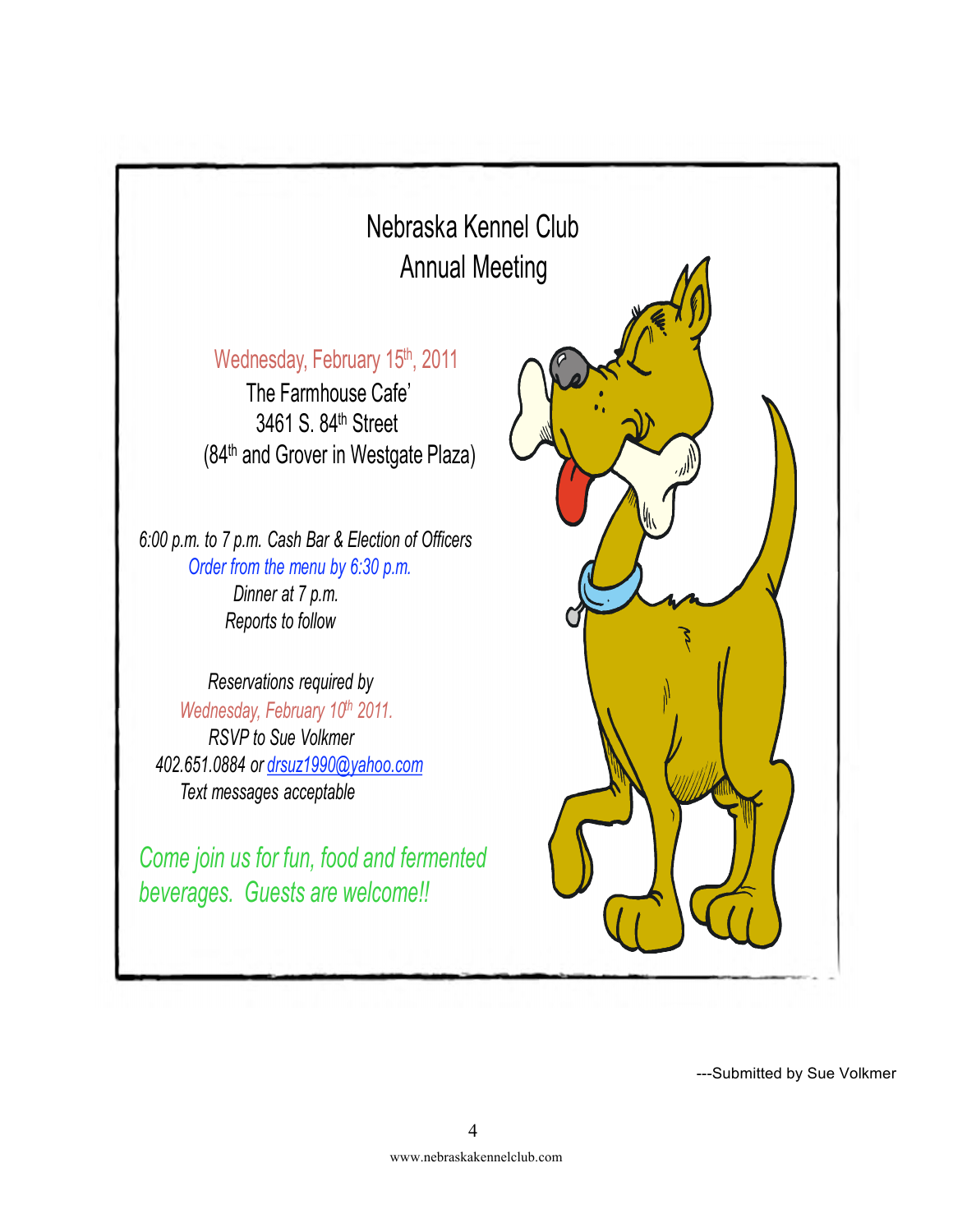# Nebraska Kennel Club Annual Meeting

Wednesday, February 15th, 2011
The Farmhouse Cafe'
3461 S. 84th Street
(84th and Grover in Westgate Plaza)

*6:00 p.m. to 7 p.m. Cash Bar & Election of Officers*
*Order from the menu by 6:30 p.m.*
*Dinner at 7 p.m.*
*Reports to follow*

*Reservations required by*
*Wednesday, February 10th 2011.*
*RSVP to Sue Volkmer*
*402.651.0884 or drsuz1990@yahoo.com*
*Text messages acceptable*

*Come join us for fun, food and fermented beverages. Guests are welcome!!*

---Submitted by Sue Volkmer

www.nebraskakennelclub.com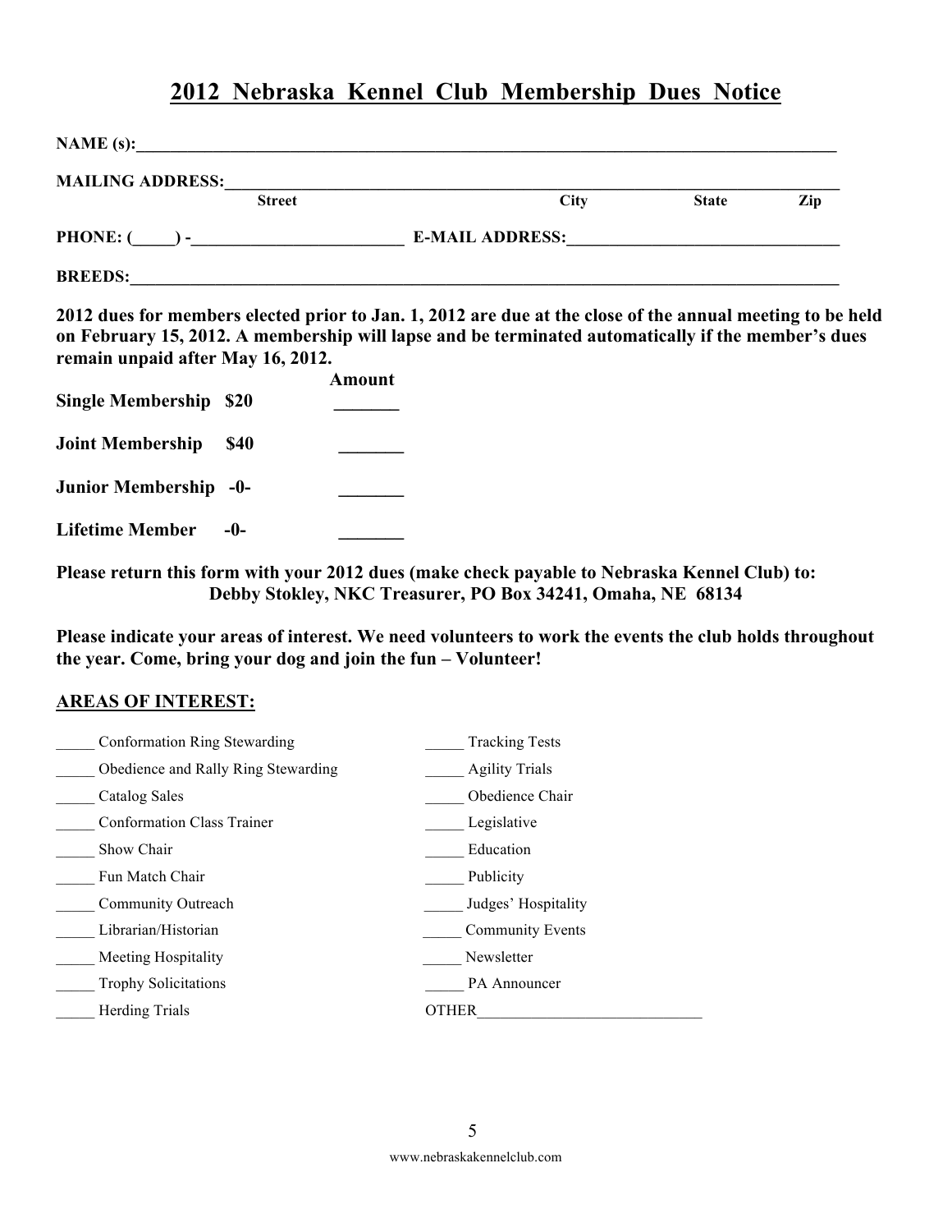# 2012 Nebraska Kennel Club Membership Dues Notice

**NAME (s):**_______________________________________________________________________________

**MAILING ADDRESS:**________________________________________________________________________
**Street** **City** **State** **Zip**

**PHONE: (\_\_\_\_\_) -**_________________________ **E-MAIL ADDRESS:**_______________________________

**BREEDS:**_________________________________________________________________________________

**2012 dues for members elected prior to Jan. 1, 2012 are due at the close of the annual meeting to be held on February 15, 2012. A membership will lapse and be terminated automatically if the member's dues remain unpaid after May 16, 2012.**

| | | Amount |
|---|---|---|
| **Single Membership** | **$20** | _______ |
| **Joint Membership** | **$40** | _______ |
| **Junior Membership** | **-0-** | _______ |
| **Lifetime Member** | **-0-** | _______ |

**Please return this form with your 2012 dues (make check payable to Nebraska Kennel Club) to:**
**Debby Stokley, NKC Treasurer, PO Box 34241, Omaha, NE 68134**

**Please indicate your areas of interest. We need volunteers to work the events the club holds throughout the year. Come, bring your dog and join the fun – Volunteer!**

## AREAS OF INTEREST:

_____ Conformation Ring Stewarding
_____ Obedience and Rally Ring Stewarding
_____ Catalog Sales
_____ Conformation Class Trainer
_____ Show Chair
_____ Fun Match Chair
_____ Community Outreach
_____ Librarian/Historian
_____ Meeting Hospitality
_____ Trophy Solicitations
_____ Herding Trials
_____ Tracking Tests
_____ Agility Trials
_____ Obedience Chair
_____ Legislative
_____ Education
_____ Publicity
_____ Judges' Hospitality
_____ Community Events
_____ Newsletter
_____ PA Announcer
OTHER____________________________

www.nebraskakennelclub.com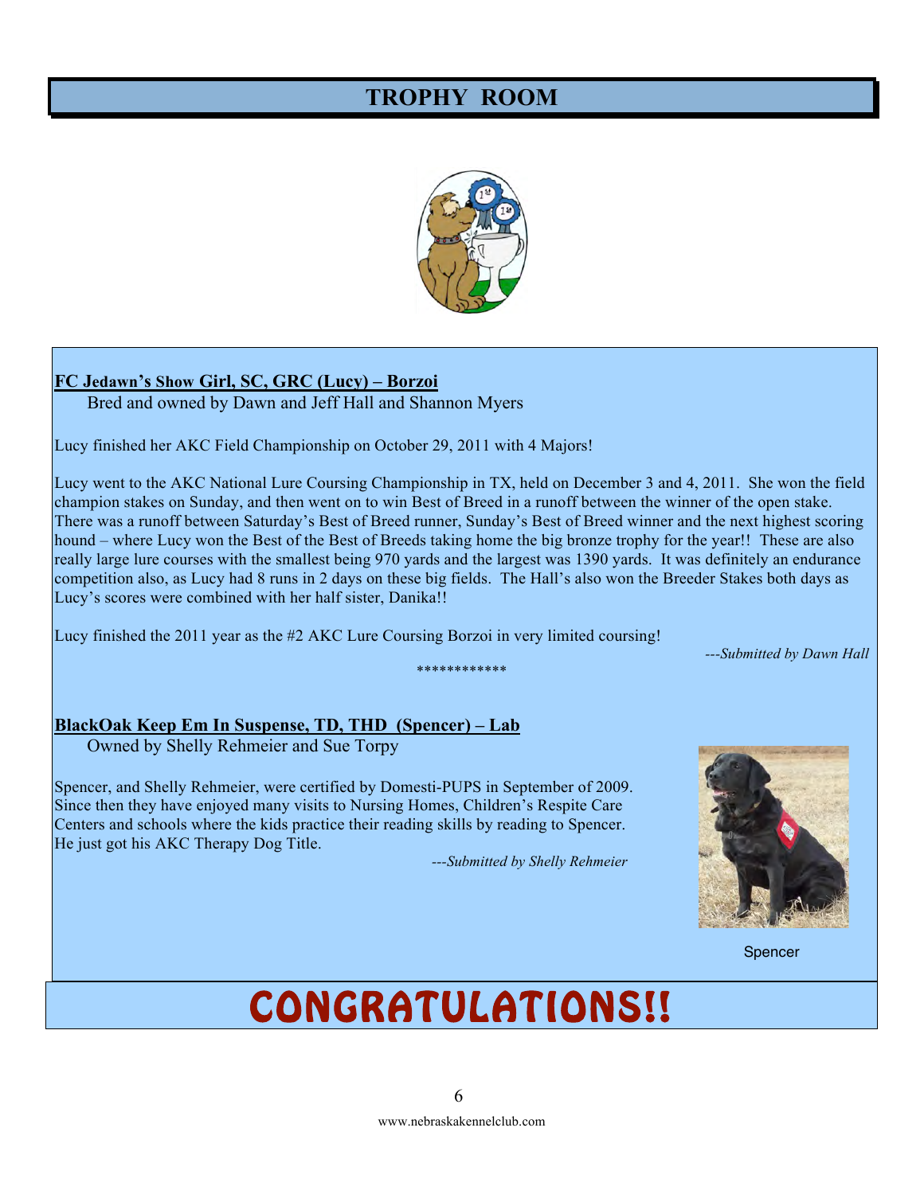# TROPHY ROOM

**FC Jedawn's Show Girl, SC, GRC (Lucy) – Borzoi**

Bred and owned by Dawn and Jeff Hall and Shannon Myers

Lucy finished her AKC Field Championship on October 29, 2011 with 4 Majors!

Lucy went to the AKC National Lure Coursing Championship in TX, held on December 3 and 4, 2011. She won the field champion stakes on Sunday, and then went on to win Best of Breed in a runoff between the winner of the open stake. There was a runoff between Saturday's Best of Breed runner, Sunday's Best of Breed winner and the next highest scoring hound – where Lucy won the Best of the Best of Breeds taking home the big bronze trophy for the year!! These are also really large lure courses with the smallest being 970 yards and the largest was 1390 yards. It was definitely an endurance competition also, as Lucy had 8 runs in 2 days on these big fields. The Hall's also won the Breeder Stakes both days as Lucy's scores were combined with her half sister, Danika!!

Lucy finished the 2011 year as the #2 AKC Lure Coursing Borzoi in very limited coursing!

*---Submitted by Dawn Hall*

************

**BlackOak Keep Em In Suspense, TD, THD (Spencer) – Lab**

Owned by Shelly Rehmeier and Sue Torpy

Spencer, and Shelly Rehmeier, were certified by Domesti-PUPS in September of 2009. Since then they have enjoyed many visits to Nursing Homes, Children's Respite Care Centers and schools where the kids practice their reading skills by reading to Spencer. He just got his AKC Therapy Dog Title.

*---Submitted by Shelly Rehmeier*

Spencer

# CONGRATULATIONS!!

www.nebraskakennelclub.com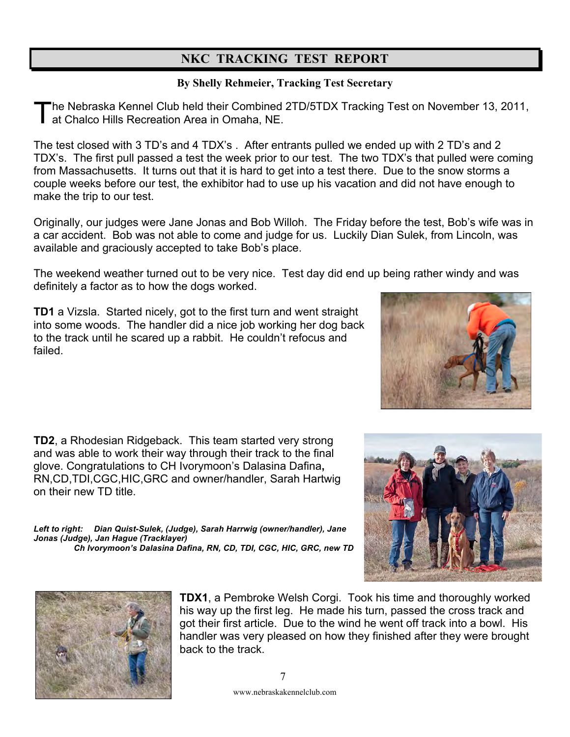## NKC TRACKING TEST REPORT

**By Shelly Rehmeier, Tracking Test Secretary**

The Nebraska Kennel Club held their Combined 2TD/5TDX Tracking Test on November 13, 2011, at Chalco Hills Recreation Area in Omaha, NE.

The test closed with 3 TD's and 4 TDX's . After entrants pulled we ended up with 2 TD's and 2 TDX's. The first pull passed a test the week prior to our test. The two TDX's that pulled were coming from Massachusetts. It turns out that it is hard to get into a test there. Due to the snow storms a couple weeks before our test, the exhibitor had to use up his vacation and did not have enough to make the trip to our test.

Originally, our judges were Jane Jonas and Bob Willoh. The Friday before the test, Bob's wife was in a car accident. Bob was not able to come and judge for us. Luckily Dian Sulek, from Lincoln, was available and graciously accepted to take Bob's place.

The weekend weather turned out to be very nice. Test day did end up being rather windy and was definitely a factor as to how the dogs worked.

**TD1** a Vizsla. Started nicely, got to the first turn and went straight into some woods. The handler did a nice job working her dog back to the track until he scared up a rabbit. He couldn't refocus and failed.

**TD2**, a Rhodesian Ridgeback. This team started very strong and was able to work their way through their track to the final glove. Congratulations to CH Ivorymoon's Dalasina Dafina**,** RN,CD,TDI,CGC,HIC,GRC and owner/handler, Sarah Hartwig on their new TD title.

***Left to right: Dian Quist-Sulek, (Judge), Sarah Harrwig (owner/handler), Jane Jonas (Judge), Jan Hague (Tracklayer)***
***Ch Ivorymoon's Dalasina Dafina, RN, CD, TDI, CGC, HIC, GRC, new TD***

**TDX1**, a Pembroke Welsh Corgi. Took his time and thoroughly worked his way up the first leg. He made his turn, passed the cross track and got their first article. Due to the wind he went off track into a bowl. His handler was very pleased on how they finished after they were brought back to the track.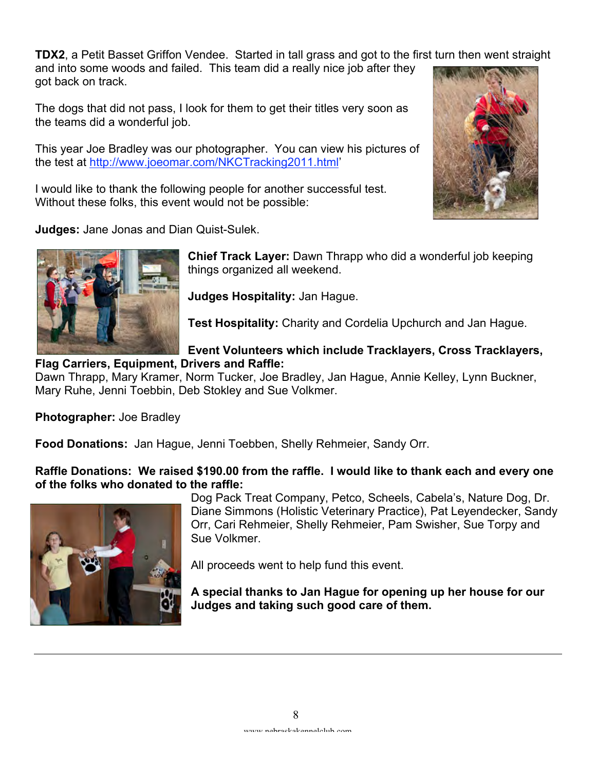**TDX2**, a Petit Basset Griffon Vendee. Started in tall grass and got to the first turn then went straight and into some woods and failed. This team did a really nice job after they got back on track.

The dogs that did not pass, I look for them to get their titles very soon as the teams did a wonderful job.

This year Joe Bradley was our photographer. You can view his pictures of the test at http://www.joeomar.com/NKCTracking2011.html'

I would like to thank the following people for another successful test. Without these folks, this event would not be possible:

**Judges:** Jane Jonas and Dian Quist-Sulek.

**Chief Track Layer:** Dawn Thrapp who did a wonderful job keeping things organized all weekend.

**Judges Hospitality:** Jan Hague.

**Test Hospitality:** Charity and Cordelia Upchurch and Jan Hague.

**Event Volunteers which include Tracklayers, Cross Tracklayers, Flag Carriers, Equipment, Drivers and Raffle:**
Dawn Thrapp, Mary Kramer, Norm Tucker, Joe Bradley, Jan Hague, Annie Kelley, Lynn Buckner, Mary Ruhe, Jenni Toebbin, Deb Stokley and Sue Volkmer.

**Photographer:** Joe Bradley

**Food Donations:** Jan Hague, Jenni Toebben, Shelly Rehmeier, Sandy Orr.

**Raffle Donations: We raised $190.00 from the raffle. I would like to thank each and every one of the folks who donated to the raffle:**
Dog Pack Treat Company, Petco, Scheels, Cabela's, Nature Dog, Dr. Diane Simmons (Holistic Veterinary Practice), Pat Leyendecker, Sandy Orr, Cari Rehmeier, Shelly Rehmeier, Pam Swisher, Sue Torpy and Sue Volkmer.

All proceeds went to help fund this event.

**A special thanks to Jan Hague for opening up her house for our Judges and taking such good care of them.**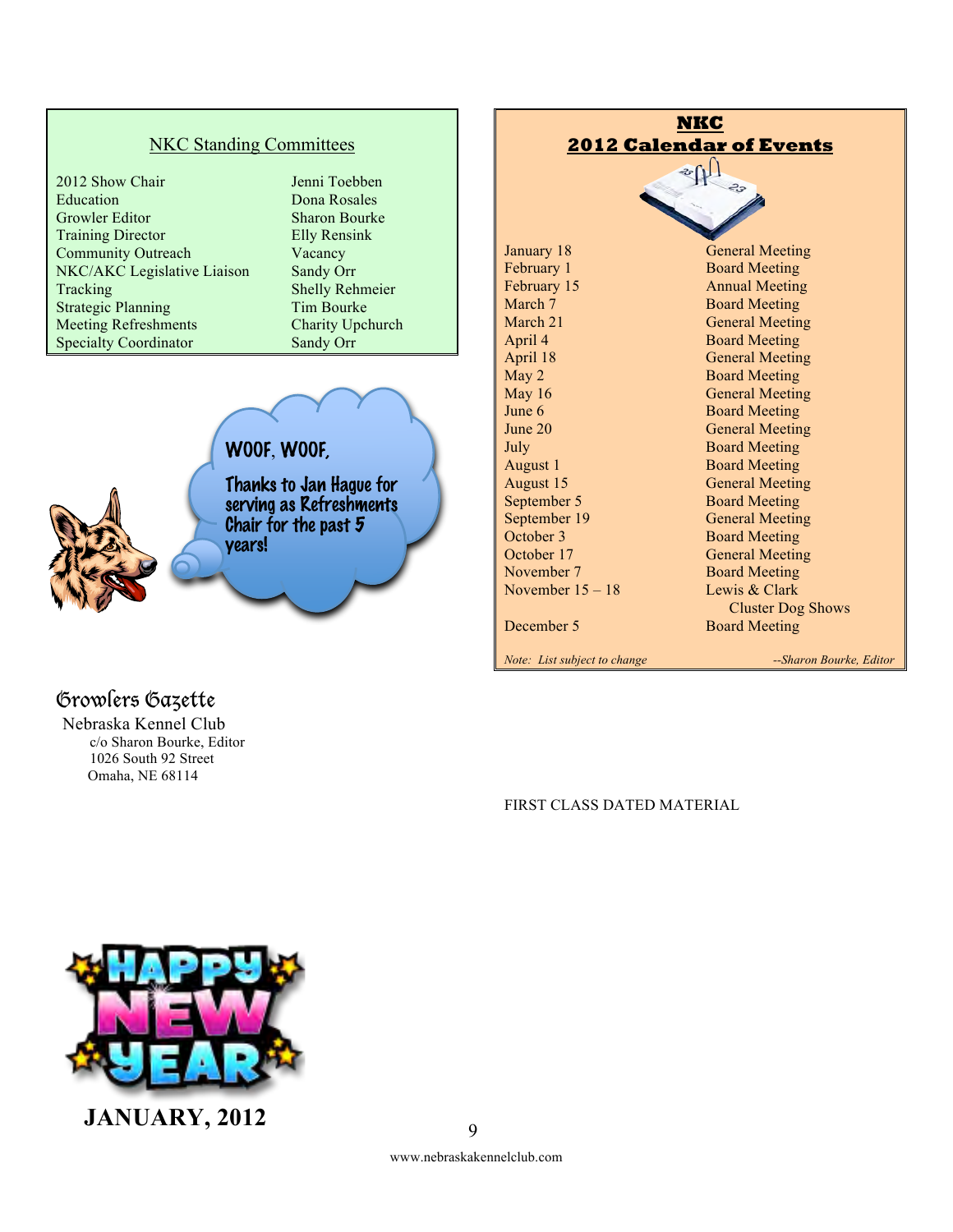## NKC Standing Committees

| | |
|---|---|
| 2012 Show Chair | Jenni Toebben |
| Education | Dona Rosales |
| Growler Editor | Sharon Bourke |
| Training Director | Elly Rensink |
| Community Outreach | Vacancy |
| NKC/AKC Legislative Liaison | Sandy Orr |
| Tracking | Shelly Rehmeier |
| Strategic Planning | Tim Bourke |
| Meeting Refreshments | Charity Upchurch |
| Specialty Coordinator | Sandy Orr |

WOOF, WOOF,

Thanks to Jan Hague for serving as Refreshments Chair for the past 5 years!

## NKC 2012 Calendar of Events

| | |
|---|---|
| January 18 | General Meeting |
| February 1 | Board Meeting |
| February 15 | Annual Meeting |
| March 7 | Board Meeting |
| March 21 | General Meeting |
| April 4 | Board Meeting |
| April 18 | General Meeting |
| May 2 | Board Meeting |
| May 16 | General Meeting |
| June 6 | Board Meeting |
| June 20 | General Meeting |
| July | Board Meeting |
| August 1 | Board Meeting |
| August 15 | General Meeting |
| September 5 | Board Meeting |
| September 19 | General Meeting |
| October 3 | Board Meeting |
| October 17 | General Meeting |
| November 7 | Board Meeting |
| November 15 – 18 | Lewis & Clark Cluster Dog Shows |
| December 5 | Board Meeting |

*Note: List subject to change* *--Sharon Bourke, Editor*

Growlers Gazette
Nebraska Kennel Club
c/o Sharon Bourke, Editor
1026 South 92 Street
Omaha, NE 68114

FIRST CLASS DATED MATERIAL

HAPPY NEW YEAR

**JANUARY, 2012**

www.nebraskakennelclub.com